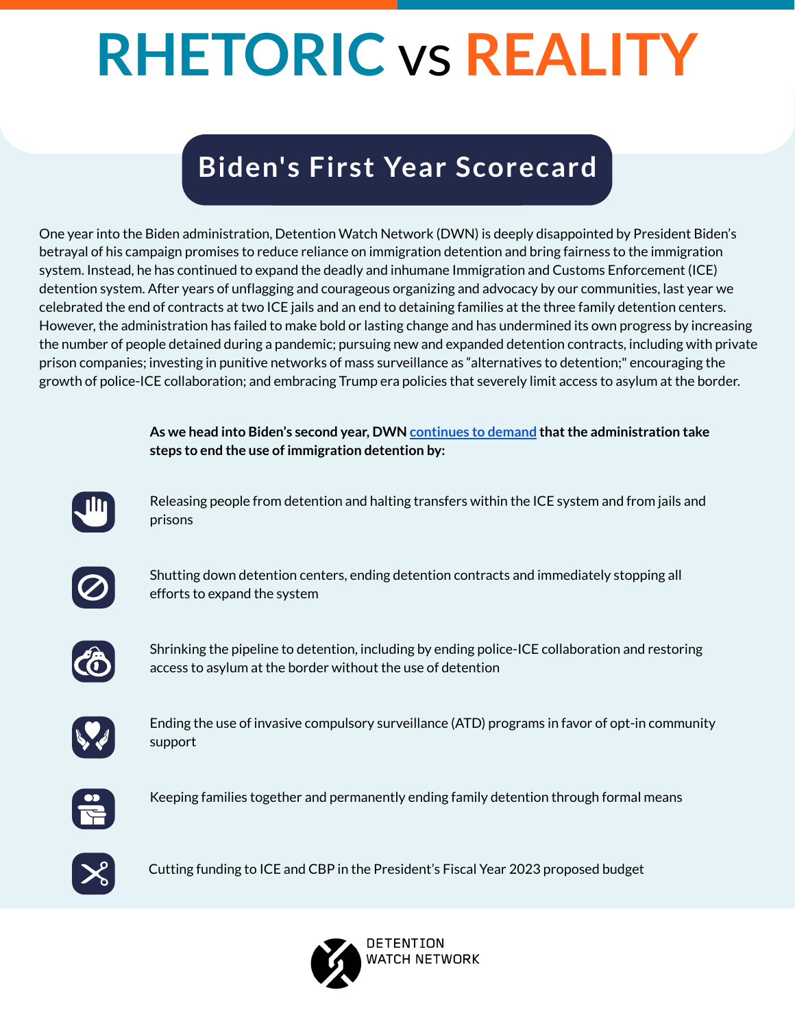# RHETORIC vs REALITY

## Biden's First Year Scorecard

One year into the Biden administration, Detention Watch Network (DWN) is deeply disappointed by President Biden's betrayal of his campaign promises to reduce reliance on immigration detention and bring fairness to the immigration system. Instead, he has continued to expand the deadly and inhumane Immigration and Customs Enforcement (ICE) detention system. After years of unflagging and courageous organizing and advocacy by our communities, last year we celebrated the end of contracts at two ICE jails and an end to detaining families at the three family detention centers. However, the administration has failed to make bold or lasting change and has undermined its own progress by increasing the number of people detained during a pandemic; pursuing new and expanded detention contracts, including with private prison companies; investing in punitive networks of mass surveillance as "alternatives to detention;" encouraging the growth of police-ICE collaboration; and embracing Trump era policies that severely limit access to asylum at the border.

**As we head into Biden's second year, DWN continues to demand that the administration take steps to end the use of immigration detention by:**

- Releasing people from detention and halting transfers within the ICE system and from jails and prisons
- Shutting down detention centers, ending detention contracts and immediately stopping all efforts to expand the system
- Shrinking the pipeline to detention, including by ending police-ICE collaboration and restoring access to asylum at the border without the use of detention
- Ending the use of invasive compulsory surveillance (ATD) programs in favor of opt-in community support
- Keeping families together and permanently ending family detention through formal means
- Cutting funding to ICE and CBP in the President's Fiscal Year 2023 proposed budget

DETENTION WATCH NETWORK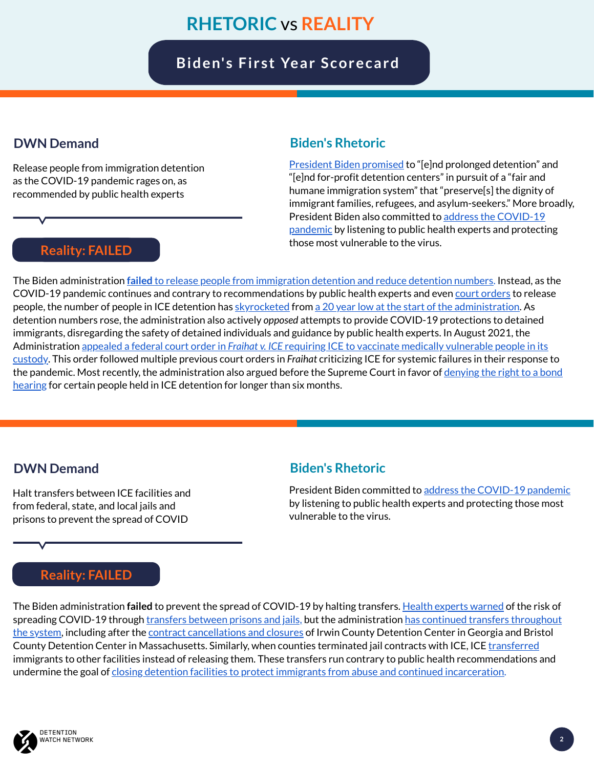# RHETORIC vs REALITY

## Biden's First Year Scorecard

### DWN Demand

Release people from immigration detention as the COVID-19 pandemic rages on, as recommended by public health experts

### Biden's Rhetoric

President Biden promised to "[e]nd prolonged detention" and "[e]nd for-profit detention centers" in pursuit of a "fair and humane immigration system" that "preserve[s] the dignity of immigrant families, refugees, and asylum-seekers." More broadly, President Biden also committed to address the COVID-19 pandemic by listening to public health experts and protecting those most vulnerable to the virus.

### Reality: FAILED

The Biden administration **failed** to release people from immigration detention and reduce detention numbers. Instead, as the COVID-19 pandemic continues and contrary to recommendations by public health experts and even court orders to release people, the number of people in ICE detention has skyrocketed from a 20 year low at the start of the administration. As detention numbers rose, the administration also actively *opposed* attempts to provide COVID-19 protections to detained immigrants, disregarding the safety of detained individuals and guidance by public health experts. In August 2021, the Administration appealed a federal court order in *Fraihat v. ICE* requiring ICE to vaccinate medically vulnerable people in its custody. This order followed multiple previous court orders in *Fraihat* criticizing ICE for systemic failures in their response to the pandemic. Most recently, the administration also argued before the Supreme Court in favor of denying the right to a bond hearing for certain people held in ICE detention for longer than six months.

---

### DWN Demand

Halt transfers between ICE facilities and from federal, state, and local jails and prisons to prevent the spread of COVID

### Biden's Rhetoric

President Biden committed to address the COVID-19 pandemic by listening to public health experts and protecting those most vulnerable to the virus.

### Reality: FAILED

The Biden administration **failed** to prevent the spread of COVID-19 by halting transfers. Health experts warned of the risk of spreading COVID-19 through transfers between prisons and jails, but the administration has continued transfers throughout the system, including after the contract cancellations and closures of Irwin County Detention Center in Georgia and Bristol County Detention Center in Massachusetts. Similarly, when counties terminated jail contracts with ICE, ICE transferred immigrants to other facilities instead of releasing them. These transfers run contrary to public health recommendations and undermine the goal of closing detention facilities to protect immigrants from abuse and continued incarceration.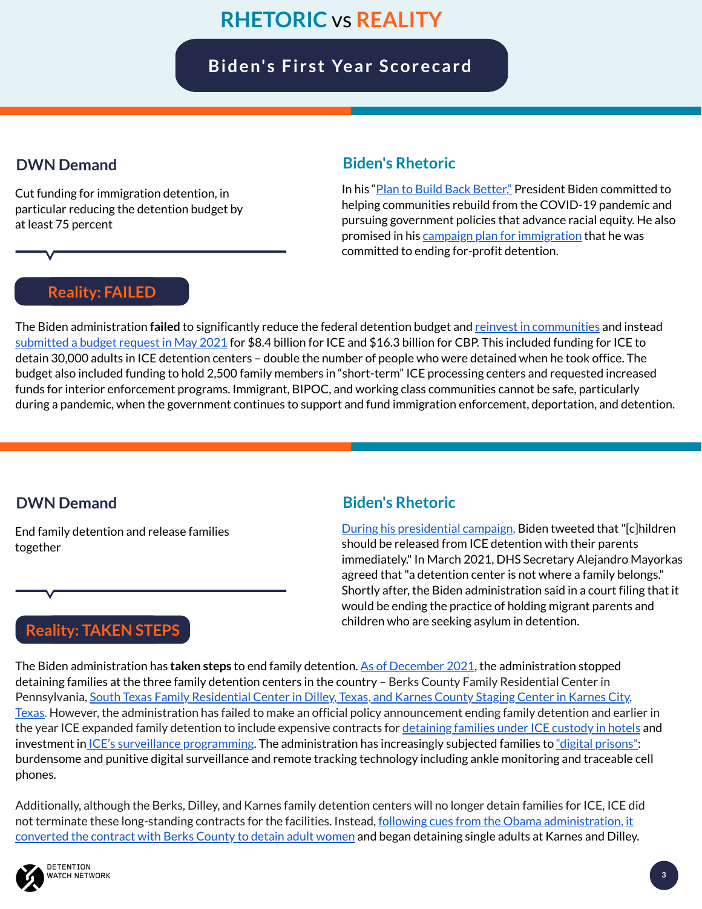# RHETORIC vs REALITY

## Biden's First Year Scorecard

### DWN Demand

Cut funding for immigration detention, in particular reducing the detention budget by at least 75 percent

### Biden's Rhetoric

In his "Plan to Build Back Better," President Biden committed to helping communities rebuild from the COVID-19 pandemic and pursuing government policies that advance racial equity. He also promised in his campaign plan for immigration that he was committed to ending for-profit detention.

### Reality: FAILED

The Biden administration **failed** to significantly reduce the federal detention budget and reinvest in communities and instead submitted a budget request in May 2021 for $8.4 billion for ICE and $16.3 billion for CBP. This included funding for ICE to detain 30,000 adults in ICE detention centers – double the number of people who were detained when he took office. The budget also included funding to hold 2,500 family members in "short-term" ICE processing centers and requested increased funds for interior enforcement programs. Immigrant, BIPOC, and working class communities cannot be safe, particularly during a pandemic, when the government continues to support and fund immigration enforcement, deportation, and detention.

### DWN Demand

End family detention and release families together

### Biden's Rhetoric

During his presidential campaign, Biden tweeted that "[c]hildren should be released from ICE detention with their parents immediately." In March 2021, DHS Secretary Alejandro Mayorkas agreed that "a detention center is not where a family belongs." Shortly after, the Biden administration said in a court filing that it would be ending the practice of holding migrant parents and children who are seeking asylum in detention.

### Reality: TAKEN STEPS

The Biden administration has **taken steps** to end family detention. As of December 2021, the administration stopped detaining families at the three family detention centers in the country – Berks County Family Residential Center in Pennsylvania, South Texas Family Residential Center in Dilley, Texas, and Karnes County Staging Center in Karnes City, Texas. However, the administration has failed to make an official policy announcement ending family detention and earlier in the year ICE expanded family detention to include expensive contracts for detaining families under ICE custody in hotels and investment in ICE's surveillance programming. The administration has increasingly subjected families to "digital prisons": burdensome and punitive digital surveillance and remote tracking technology including ankle monitoring and traceable cell phones.

Additionally, although the Berks, Dilley, and Karnes family detention centers will no longer detain families for ICE, ICE did not terminate these long-standing contracts for the facilities. Instead, following cues from the Obama administration, it converted the contract with Berks County to detain adult women and began detaining single adults at Karnes and Dilley.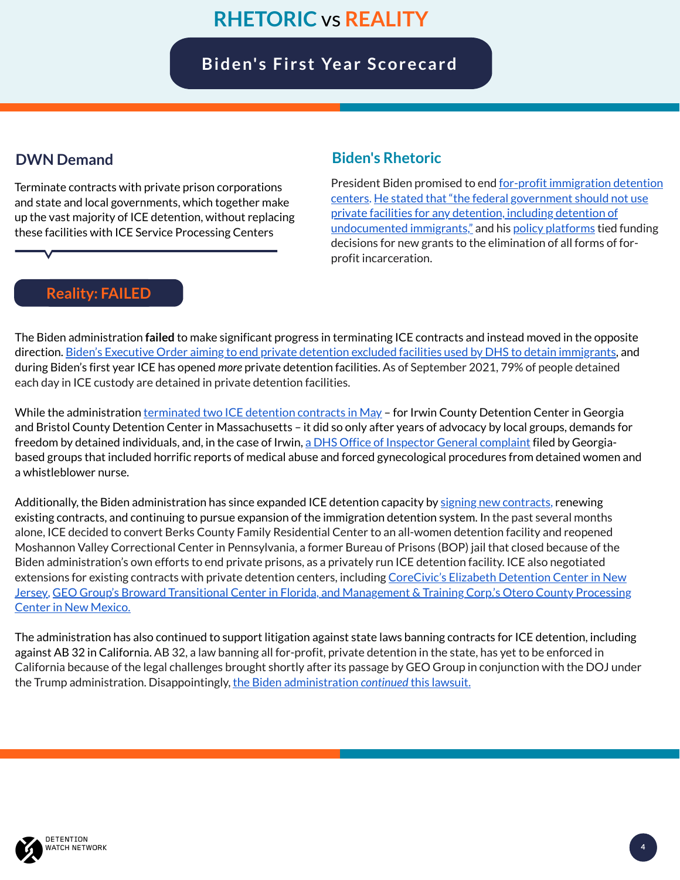# RHETORIC vs REALITY

## Biden's First Year Scorecard

### DWN Demand

Terminate contracts with private prison corporations and state and local governments, which together make up the vast majority of ICE detention, without replacing these facilities with ICE Service Processing Centers

### Biden's Rhetoric

President Biden promised to end for-profit immigration detention centers. He stated that "the federal government should not use private facilities for any detention, including detention of undocumented immigrants," and his policy platforms tied funding decisions for new grants to the elimination of all forms of for-profit incarceration.

### Reality: FAILED

The Biden administration **failed** to make significant progress in terminating ICE contracts and instead moved in the opposite direction. Biden's Executive Order aiming to end private detention excluded facilities used by DHS to detain immigrants, and during Biden's first year ICE has opened *more* private detention facilities. As of September 2021, 79% of people detained each day in ICE custody are detained in private detention facilities.

While the administration terminated two ICE detention contracts in May – for Irwin County Detention Center in Georgia and Bristol County Detention Center in Massachusetts – it did so only after years of advocacy by local groups, demands for freedom by detained individuals, and, in the case of Irwin, a DHS Office of Inspector General complaint filed by Georgia-based groups that included horrific reports of medical abuse and forced gynecological procedures from detained women and a whistleblower nurse.

Additionally, the Biden administration has since expanded ICE detention capacity by signing new contracts, renewing existing contracts, and continuing to pursue expansion of the immigration detention system. In the past several months alone, ICE decided to convert Berks County Family Residential Center to an all-women detention facility and reopened Moshannon Valley Correctional Center in Pennsylvania, a former Bureau of Prisons (BOP) jail that closed because of the Biden administration's own efforts to end private prisons, as a privately run ICE detention facility. ICE also negotiated extensions for existing contracts with private detention centers, including CoreCivic's Elizabeth Detention Center in New Jersey, GEO Group's Broward Transitional Center in Florida, and Management & Training Corp.'s Otero County Processing Center in New Mexico.

The administration has also continued to support litigation against state laws banning contracts for ICE detention, including against AB 32 in California. AB 32, a law banning all for-profit, private detention in the state, has yet to be enforced in California because of the legal challenges brought shortly after its passage by GEO Group in conjunction with the DOJ under the Trump administration. Disappointingly, the Biden administration *continued* this lawsuit.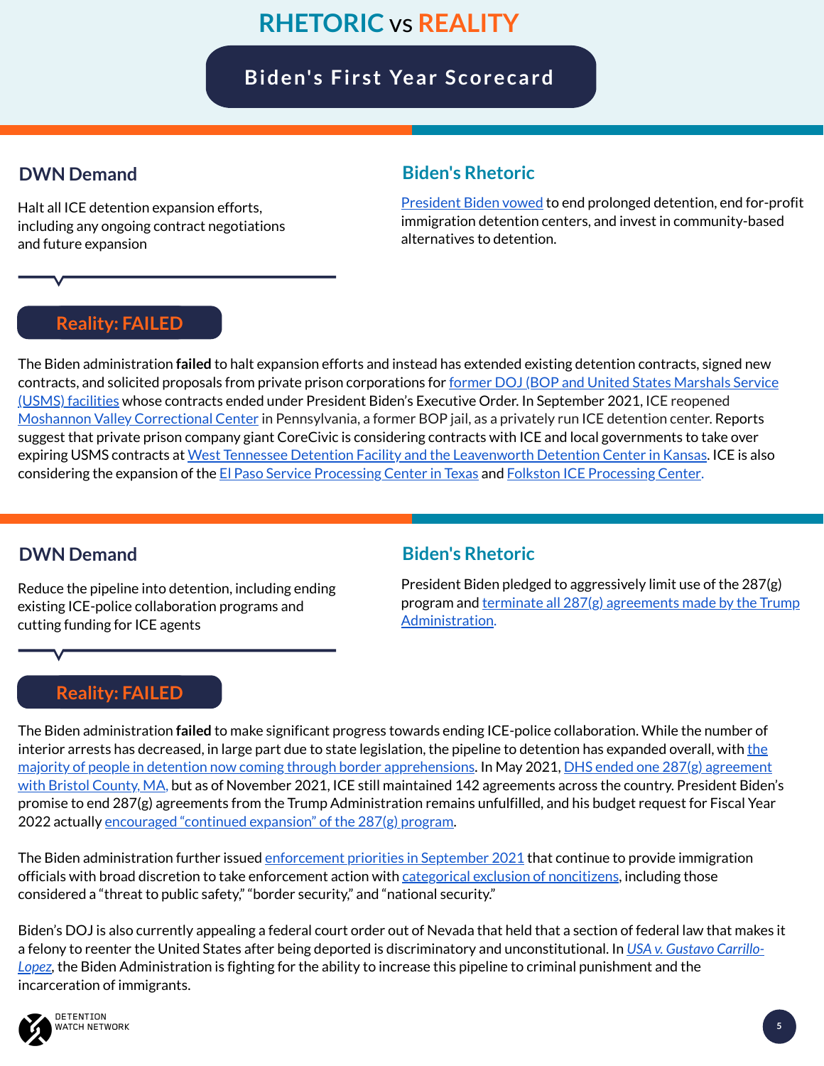# RHETORIC vs REALITY

## Biden's First Year Scorecard

### DWN Demand

Halt all ICE detention expansion efforts, including any ongoing contract negotiations and future expansion

### Biden's Rhetoric

President Biden vowed to end prolonged detention, end for-profit immigration detention centers, and invest in community-based alternatives to detention.

### Reality: FAILED

The Biden administration **failed** to halt expansion efforts and instead has extended existing detention contracts, signed new contracts, and solicited proposals from private prison corporations for former DOJ (BOP and United States Marshals Service (USMS) facilities whose contracts ended under President Biden's Executive Order. In September 2021, ICE reopened Moshannon Valley Correctional Center in Pennsylvania, a former BOP jail, as a privately run ICE detention center. Reports suggest that private prison company giant CoreCivic is considering contracts with ICE and local governments to take over expiring USMS contracts at West Tennessee Detention Facility and the Leavenworth Detention Center in Kansas. ICE is also considering the expansion of the El Paso Service Processing Center in Texas and Folkston ICE Processing Center.

### DWN Demand

Reduce the pipeline into detention, including ending existing ICE-police collaboration programs and cutting funding for ICE agents

### Biden's Rhetoric

President Biden pledged to aggressively limit use of the 287(g) program and terminate all 287(g) agreements made by the Trump Administration.

### Reality: FAILED

The Biden administration **failed** to make significant progress towards ending ICE-police collaboration. While the number of interior arrests has decreased, in large part due to state legislation, the pipeline to detention has expanded overall, with the majority of people in detention now coming through border apprehensions. In May 2021, DHS ended one 287(g) agreement with Bristol County, MA, but as of November 2021, ICE still maintained 142 agreements across the country. President Biden's promise to end 287(g) agreements from the Trump Administration remains unfulfilled, and his budget request for Fiscal Year 2022 actually encouraged "continued expansion" of the 287(g) program.

The Biden administration further issued enforcement priorities in September 2021 that continue to provide immigration officials with broad discretion to take enforcement action with categorical exclusion of noncitizens, including those considered a "threat to public safety," "border security," and "national security."

Biden's DOJ is also currently appealing a federal court order out of Nevada that held that a section of federal law that makes it a felony to reenter the United States after being deported is discriminatory and unconstitutional. In *USA v. Gustavo Carrillo-Lopez*, the Biden Administration is fighting for the ability to increase this pipeline to criminal punishment and the incarceration of immigrants.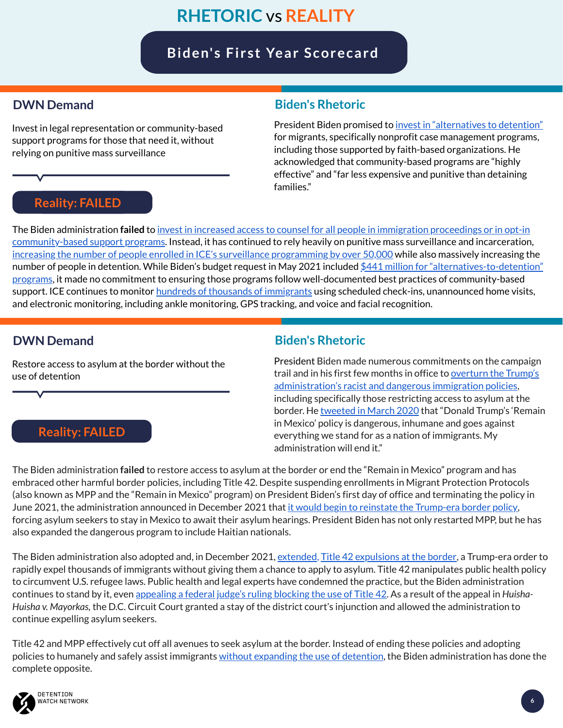# RHETORIC vs REALITY

## Biden's First Year Scorecard

### DWN Demand

Invest in legal representation or community-based support programs for those that need it, without relying on punitive mass surveillance

### Biden's Rhetoric

President Biden promised to invest in "alternatives to detention" for migrants, specifically nonprofit case management programs, including those supported by faith-based organizations. He acknowledged that community-based programs are "highly effective" and "far less expensive and punitive than detaining families."

**Reality: FAILED**

The Biden administration **failed** to invest in increased access to counsel for all people in immigration proceedings or in opt-in community-based support programs. Instead, it has continued to rely heavily on punitive mass surveillance and incarceration, increasing the number of people enrolled in ICE's surveillance programming by over 50,000 while also massively increasing the number of people in detention. While Biden's budget request in May 2021 included $441 million for "alternatives-to-detention" programs, it made no commitment to ensuring those programs follow well-documented best practices of community-based support. ICE continues to monitor hundreds of thousands of immigrants using scheduled check-ins, unannounced home visits, and electronic monitoring, including ankle monitoring, GPS tracking, and voice and facial recognition.

### DWN Demand

Restore access to asylum at the border without the use of detention

### Biden's Rhetoric

President Biden made numerous commitments on the campaign trail and in his first few months in office to overturn the Trump's administration's racist and dangerous immigration policies, including specifically those restricting access to asylum at the border. He tweeted in March 2020 that "Donald Trump's 'Remain in Mexico' policy is dangerous, inhumane and goes against everything we stand for as a nation of immigrants. My administration will end it."

**Reality: FAILED**

The Biden administration **failed** to restore access to asylum at the border or end the "Remain in Mexico" program and has embraced other harmful border policies, including Title 42. Despite suspending enrollments in Migrant Protection Protocols (also known as MPP and the "Remain in Mexico" program) on President Biden's first day of office and terminating the policy in June 2021, the administration announced in December 2021 that it would begin to reinstate the Trump-era border policy, forcing asylum seekers to stay in Mexico to await their asylum hearings. President Biden has not only restarted MPP, but he has also expanded the dangerous program to include Haitian nationals.

The Biden administration also adopted and, in December 2021, extended, Title 42 expulsions at the border, a Trump-era order to rapidly expel thousands of immigrants without giving them a chance to apply to asylum. Title 42 manipulates public health policy to circumvent U.S. refugee laws. Public health and legal experts have condemned the practice, but the Biden administration continues to stand by it, even appealing a federal judge's ruling blocking the use of Title 42. As a result of the appeal in *Huisha-Huisha v. Mayorkas,* the D.C. Circuit Court granted a stay of the district court's injunction and allowed the administration to continue expelling asylum seekers.

Title 42 and MPP effectively cut off all avenues to seek asylum at the border. Instead of ending these policies and adopting policies to humanely and safely assist immigrants without expanding the use of detention, the Biden administration has done the complete opposite.

DETENTION WATCH NETWORK